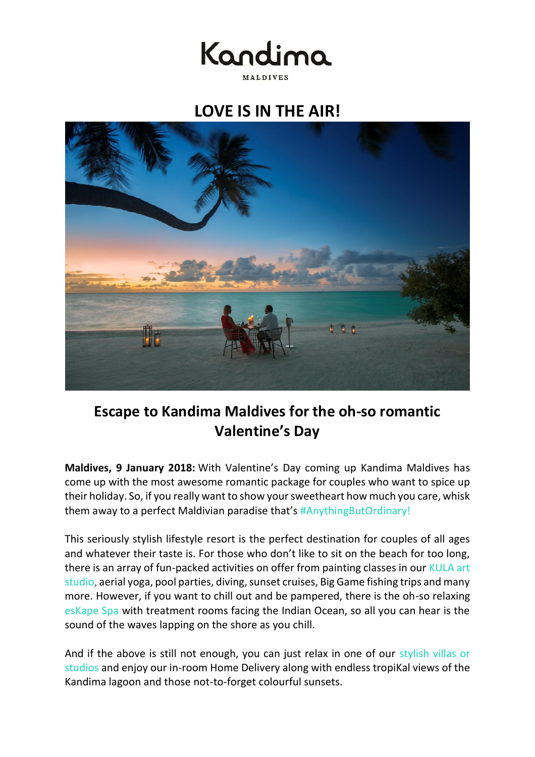Kandima

MALDIVES

# LOVE IS IN THE AIR!

## Escape to Kandima Maldives for the oh-so romantic Valentine's Day

**Maldives, 9 January 2018:** With Valentine's Day coming up Kandima Maldives has come up with the most awesome romantic package for couples who want to spice up their holiday. So, if you really want to show your sweetheart how much you care, whisk them away to a perfect Maldivian paradise that's #AnythingButOrdinary!

This seriously stylish lifestyle resort is the perfect destination for couples of all ages and whatever their taste is. For those who don't like to sit on the beach for too long, there is an array of fun-packed activities on offer from painting classes in our KULA art studio, aerial yoga, pool parties, diving, sunset cruises, Big Game fishing trips and many more. However, if you want to chill out and be pampered, there is the oh-so relaxing esKape Spa with treatment rooms facing the Indian Ocean, so all you can hear is the sound of the waves lapping on the shore as you chill.

And if the above is still not enough, you can just relax in one of our stylish villas or studios and enjoy our in-room Home Delivery along with endless tropiKal views of the Kandima lagoon and those not-to-forget colourful sunsets.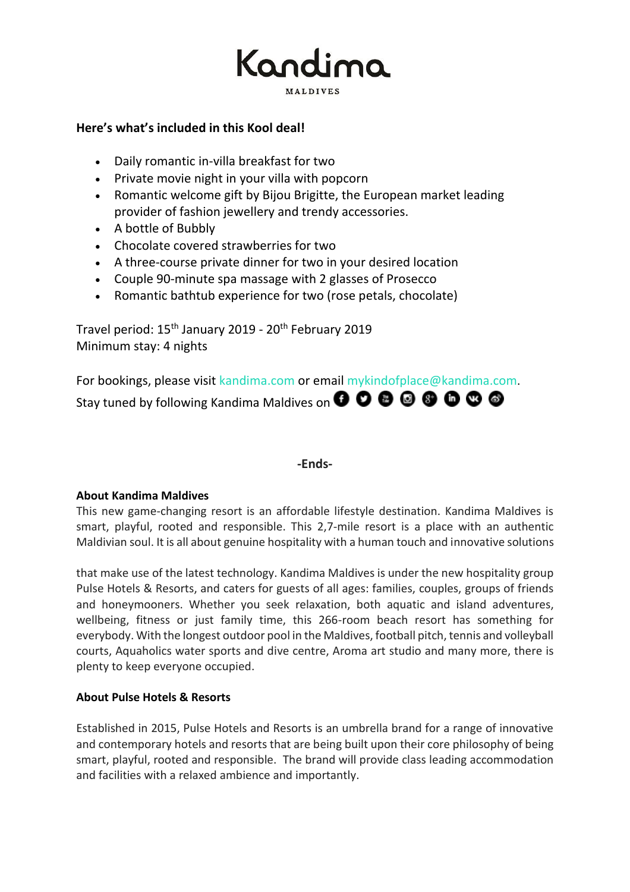# Kandima

MALDIVES

**Here's what's included in this Kool deal!**

- Daily romantic in-villa breakfast for two
- Private movie night in your villa with popcorn
- Romantic welcome gift by Bijou Brigitte, the European market leading provider of fashion jewellery and trendy accessories.
- A bottle of Bubbly
- Chocolate covered strawberries for two
- A three-course private dinner for two in your desired location
- Couple 90-minute spa massage with 2 glasses of Prosecco
- Romantic bathtub experience for two (rose petals, chocolate)

Travel period: 15th January 2019 - 20th February 2019
Minimum stay: 4 nights

For bookings, please visit kandima.com or email mykindofplace@kandima.com.
Stay tuned by following Kandima Maldives on

**-Ends-**

**About Kandima Maldives**

This new game-changing resort is an affordable lifestyle destination. Kandima Maldives is smart, playful, rooted and responsible. This 2,7-mile resort is a place with an authentic Maldivian soul. It is all about genuine hospitality with a human touch and innovative solutions that make use of the latest technology. Kandima Maldives is under the new hospitality group Pulse Hotels & Resorts, and caters for guests of all ages: families, couples, groups of friends and honeymooners. Whether you seek relaxation, both aquatic and island adventures, wellbeing, fitness or just family time, this 266-room beach resort has something for everybody. With the longest outdoor pool in the Maldives, football pitch, tennis and volleyball courts, Aquaholics water sports and dive centre, Aroma art studio and many more, there is plenty to keep everyone occupied.

**About Pulse Hotels & Resorts**

Established in 2015, Pulse Hotels and Resorts is an umbrella brand for a range of innovative and contemporary hotels and resorts that are being built upon their core philosophy of being smart, playful, rooted and responsible. The brand will provide class leading accommodation and facilities with a relaxed ambience and importantly.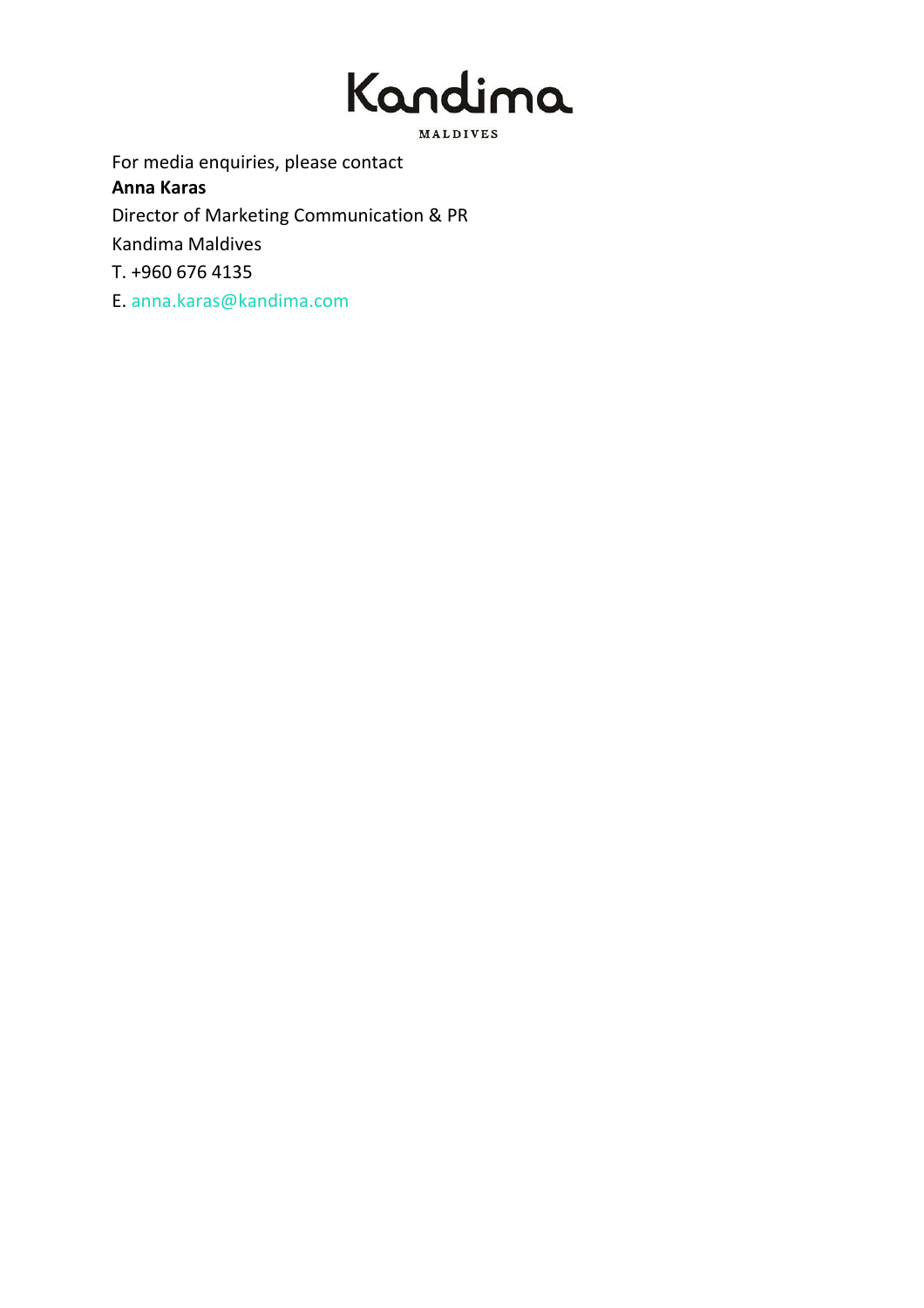Kandima

MALDIVES

For media enquiries, please contact

**Anna Karas**

Director of Marketing Communication & PR

Kandima Maldives

T. +960 676 4135

E. anna.karas@kandima.com